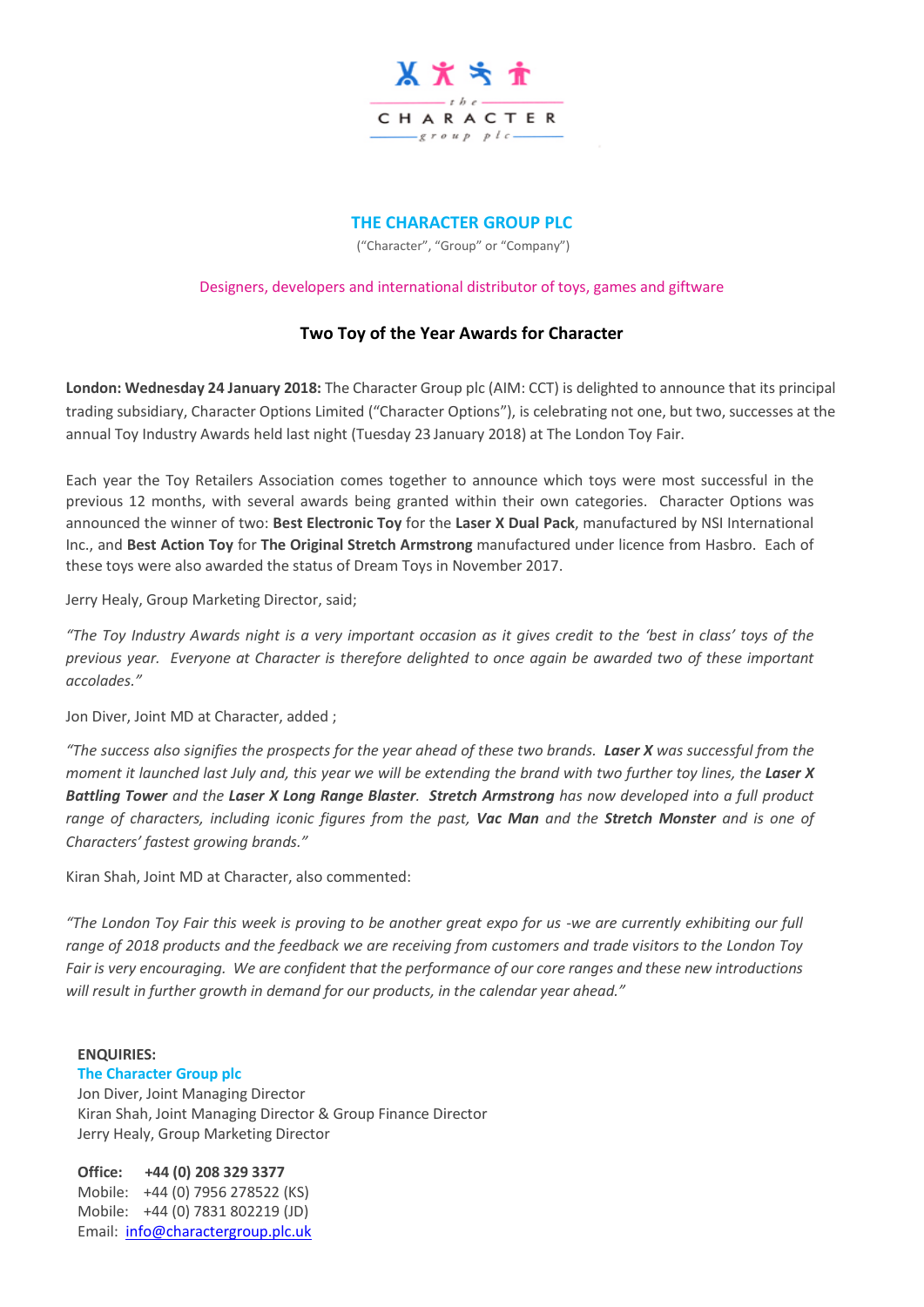# THE CHARACTER GROUP PLC

("Character", "Group" or "Company")

Designers, developers and international distributor of toys, games and giftware

## Two Toy of the Year Awards for Character

**London: Wednesday 24 January 2018:** The Character Group plc (AIM: CCT) is delighted to announce that its principal trading subsidiary, Character Options Limited ("Character Options"), is celebrating not one, but two, successes at the annual Toy Industry Awards held last night (Tuesday 23 January 2018) at The London Toy Fair.

Each year the Toy Retailers Association comes together to announce which toys were most successful in the previous 12 months, with several awards being granted within their own categories. Character Options was announced the winner of two: **Best Electronic Toy** for the **Laser X Dual Pack**, manufactured by NSI International Inc., and **Best Action Toy** for **The Original Stretch Armstrong** manufactured under licence from Hasbro. Each of these toys were also awarded the status of Dream Toys in November 2017.

Jerry Healy, Group Marketing Director, said;

*"The Toy Industry Awards night is a very important occasion as it gives credit to the 'best in class' toys of the previous year. Everyone at Character is therefore delighted to once again be awarded two of these important accolades."*

Jon Diver, Joint MD at Character, added ;

*"The success also signifies the prospects for the year ahead of these two brands. **Laser X** was successful from the moment it launched last July and, this year we will be extending the brand with two further toy lines, the **Laser X Battling Tower** and the **Laser X Long Range Blaster**. **Stretch Armstrong** has now developed into a full product range of characters, including iconic figures from the past, **Vac Man** and the **Stretch Monster** and is one of Characters' fastest growing brands."*

Kiran Shah, Joint MD at Character, also commented:

*"The London Toy Fair this week is proving to be another great expo for us -we are currently exhibiting our full range of 2018 products and the feedback we are receiving from customers and trade visitors to the London Toy Fair is very encouraging. We are confident that the performance of our core ranges and these new introductions will result in further growth in demand for our products, in the calendar year ahead."*

**ENQUIRIES:**
**The Character Group plc**
Jon Diver, Joint Managing Director
Kiran Shah, Joint Managing Director & Group Finance Director
Jerry Healy, Group Marketing Director

**Office: +44 (0) 208 329 3377**
Mobile: +44 (0) 7956 278522 (KS)
Mobile: +44 (0) 7831 802219 (JD)
Email: info@charactergroup.plc.uk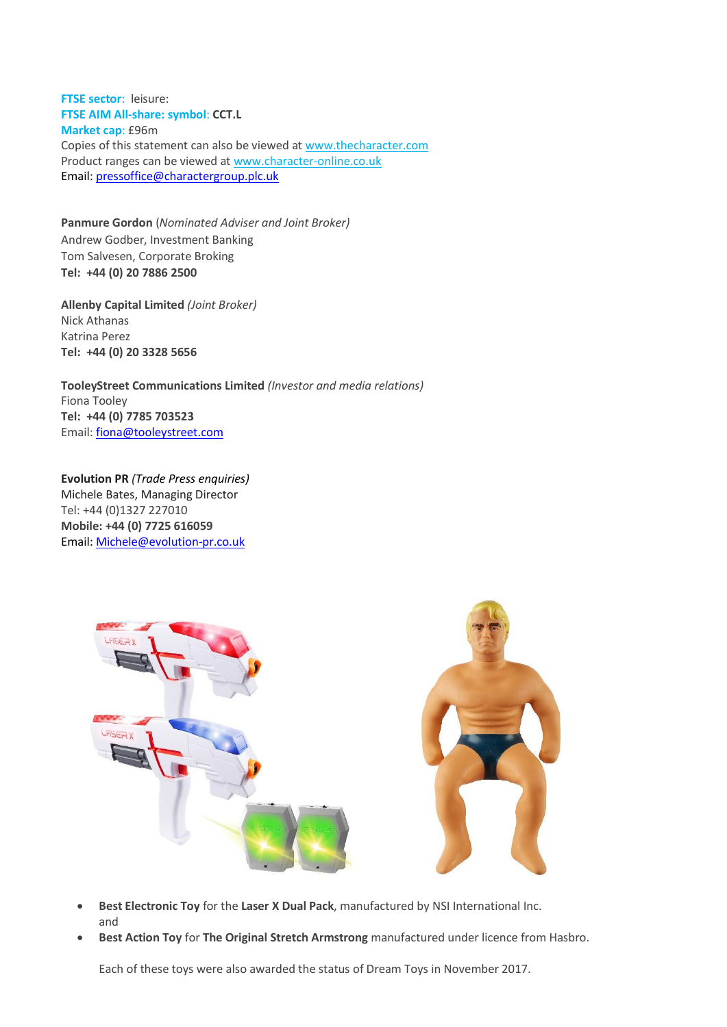**FTSE sector**: leisure:
**FTSE AIM All-share: symbol**: **CCT.L**
**Market cap**: £96m
Copies of this statement can also be viewed at www.thecharacter.com
Product ranges can be viewed at www.character-online.co.uk
Email: pressoffice@charactergroup.plc.uk

**Panmure Gordon** (*Nominated Adviser and Joint Broker*)
Andrew Godber, Investment Banking
Tom Salvesen, Corporate Broking
**Tel: +44 (0) 20 7886 2500**

**Allenby Capital Limited** *(Joint Broker)*
Nick Athanas
Katrina Perez
**Tel: +44 (0) 20 3328 5656**

**TooleyStreet Communications Limited** *(Investor and media relations)*
Fiona Tooley
**Tel: +44 (0) 7785 703523**
Email: fiona@tooleystreet.com

**Evolution PR** *(Trade Press enquiries)*
Michele Bates, Managing Director
Tel: +44 (0)1327 227010
**Mobile: +44 (0) 7725 616059**
Email: Michele@evolution-pr.co.uk

- **Best Electronic Toy** for the **Laser X Dual Pack**, manufactured by NSI International Inc. and
- **Best Action Toy** for **The Original Stretch Armstrong** manufactured under licence from Hasbro.

Each of these toys were also awarded the status of Dream Toys in November 2017.